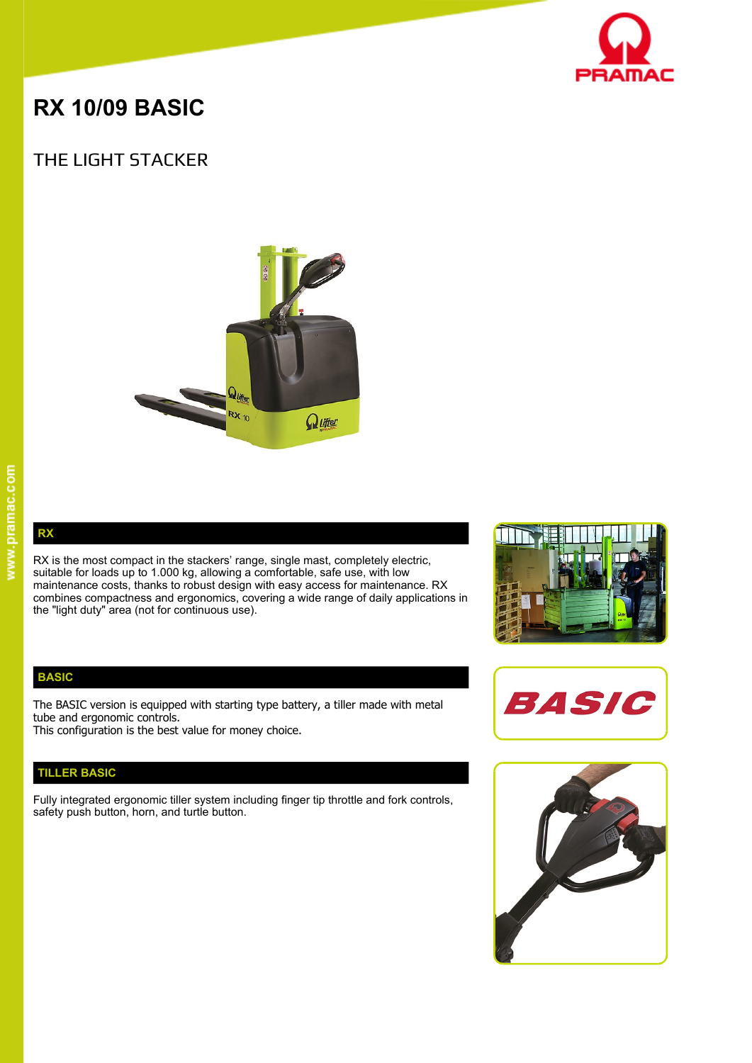# RX 10/09 BASIC

## THE LIGHT STACKER

### RX

RX is the most compact in the stackers' range, single mast, completely electric, suitable for loads up to 1.000 kg, allowing a comfortable, safe use, with low maintenance costs, thanks to robust design with easy access for maintenance. RX combines compactness and ergonomics, covering a wide range of daily applications in the "light duty" area (not for continuous use).

### BASIC

The BASIC version is equipped with starting type battery, a tiller made with metal tube and ergonomic controls.
This configuration is the best value for money choice.

### TILLER BASIC

Fully integrated ergonomic tiller system including finger tip throttle and fork controls, safety push button, horn, and turtle button.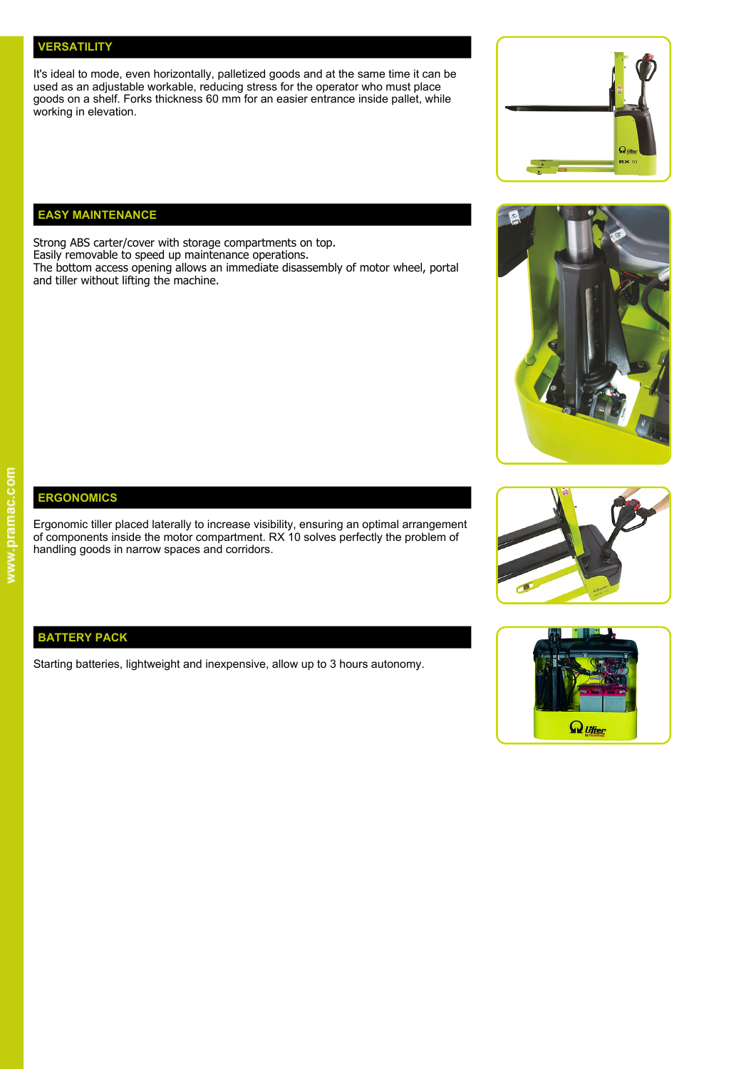## VERSATILITY

It's ideal to mode, even horizontally, palletized goods and at the same time it can be used as an adjustable workable, reducing stress for the operator who must place goods on a shelf. Forks thickness 60 mm for an easier entrance inside pallet, while working in elevation.

## EASY MAINTENANCE

Strong ABS carter/cover with storage compartments on top.
Easily removable to speed up maintenance operations.
The bottom access opening allows an immediate disassembly of motor wheel, portal and tiller without lifting the machine.

## ERGONOMICS

Ergonomic tiller placed laterally to increase visibility, ensuring an optimal arrangement of components inside the motor compartment. RX 10 solves perfectly the problem of handling goods in narrow spaces and corridors.

## BATTERY PACK

Starting batteries, lightweight and inexpensive, allow up to 3 hours autonomy.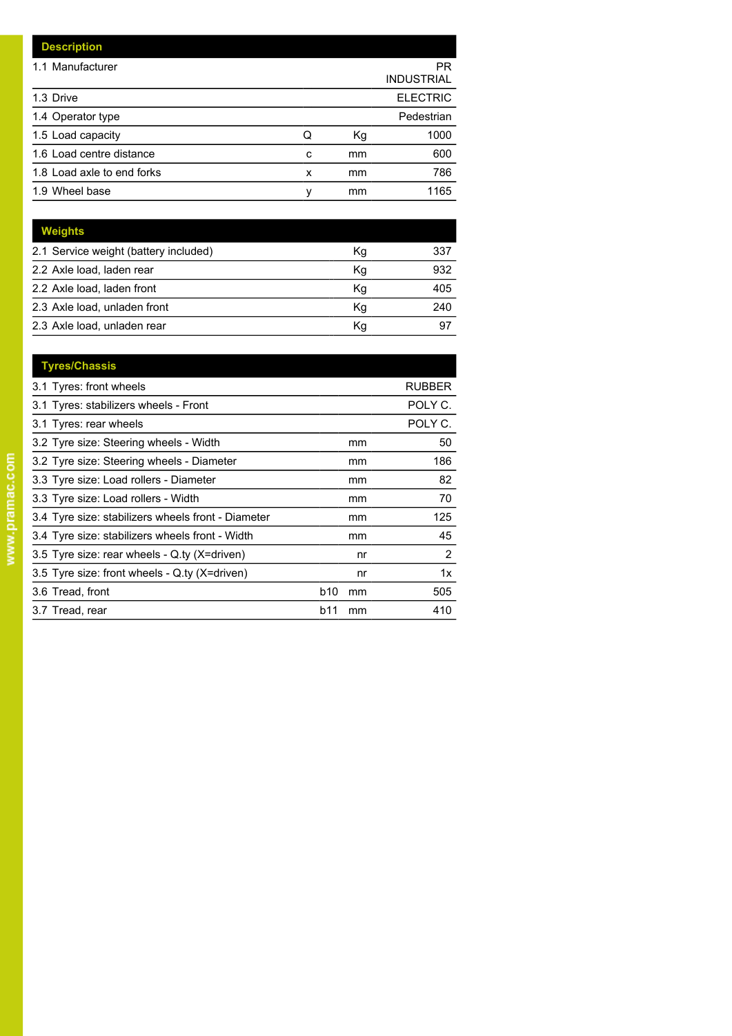| Description | | | |
|---|---|---|---|
| 1.1 Manufacturer | | | PR INDUSTRIAL |
| 1.3 Drive | | | ELECTRIC |
| 1.4 Operator type | | | Pedestrian |
| 1.5 Load capacity | Q | Kg | 1000 |
| 1.6 Load centre distance | c | mm | 600 |
| 1.8 Load axle to end forks | x | mm | 786 |
| 1.9 Wheel base | y | mm | 1165 |

| Weights | | | |
|---|---|---|---|
| 2.1 Service weight (battery included) | | Kg | 337 |
| 2.2 Axle load, laden rear | | Kg | 932 |
| 2.2 Axle load, laden front | | Kg | 405 |
| 2.3 Axle load, unladen front | | Kg | 240 |
| 2.3 Axle load, unladen rear | | Kg | 97 |

| Tyres/Chassis | | | |
|---|---|---|---|
| 3.1 Tyres: front wheels | | | RUBBER |
| 3.1 Tyres: stabilizers wheels - Front | | | POLY C. |
| 3.1 Tyres: rear wheels | | | POLY C. |
| 3.2 Tyre size: Steering wheels - Width | | mm | 50 |
| 3.2 Tyre size: Steering wheels - Diameter | | mm | 186 |
| 3.3 Tyre size: Load rollers - Diameter | | mm | 82 |
| 3.3 Tyre size: Load rollers - Width | | mm | 70 |
| 3.4 Tyre size: stabilizers wheels front - Diameter | | mm | 125 |
| 3.4 Tyre size: stabilizers wheels front - Width | | mm | 45 |
| 3.5 Tyre size: rear wheels - Q.ty (X=driven) | | nr | 2 |
| 3.5 Tyre size: front wheels - Q.ty (X=driven) | | nr | 1x |
| 3.6 Tread, front | b10 | mm | 505 |
| 3.7 Tread, rear | b11 | mm | 410 |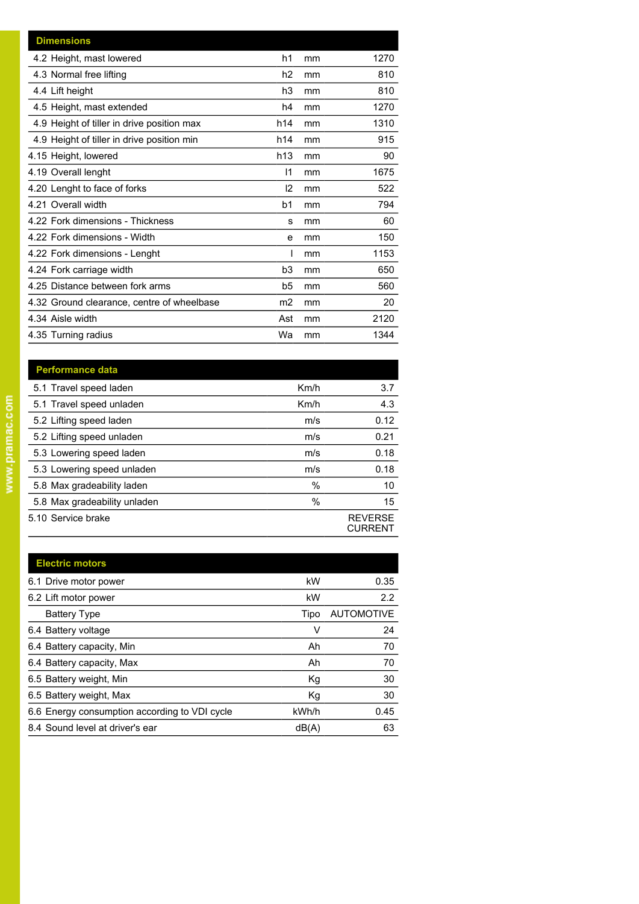| Dimensions | | | |
|---|---|---|---|
| 4.2 Height, mast lowered | h1 | mm | 1270 |
| 4.3 Normal free lifting | h2 | mm | 810 |
| 4.4 Lift height | h3 | mm | 810 |
| 4.5 Height, mast extended | h4 | mm | 1270 |
| 4.9 Height of tiller in drive position max | h14 | mm | 1310 |
| 4.9 Height of tiller in drive position min | h14 | mm | 915 |
| 4.15 Height, lowered | h13 | mm | 90 |
| 4.19 Overall lenght | l1 | mm | 1675 |
| 4.20 Lenght to face of forks | l2 | mm | 522 |
| 4.21 Overall width | b1 | mm | 794 |
| 4.22 Fork dimensions - Thickness | s | mm | 60 |
| 4.22 Fork dimensions - Width | e | mm | 150 |
| 4.22 Fork dimensions - Lenght | l | mm | 1153 |
| 4.24 Fork carriage width | b3 | mm | 650 |
| 4.25 Distance between fork arms | b5 | mm | 560 |
| 4.32 Ground clearance, centre of wheelbase | m2 | mm | 20 |
| 4.34 Aisle width | Ast | mm | 2120 |
| 4.35 Turning radius | Wa | mm | 1344 |

| Performance data | | |
|---|---|---|
| 5.1 Travel speed laden | Km/h | 3.7 |
| 5.1 Travel speed unladen | Km/h | 4.3 |
| 5.2 Lifting speed laden | m/s | 0.12 |
| 5.2 Lifting speed unladen | m/s | 0.21 |
| 5.3 Lowering speed laden | m/s | 0.18 |
| 5.3 Lowering speed unladen | m/s | 0.18 |
| 5.8 Max gradeability laden | % | 10 |
| 5.8 Max gradeability unladen | % | 15 |
| 5.10 Service brake | | REVERSE CURRENT |

| Electric motors | | |
|---|---|---|
| 6.1 Drive motor power | kW | 0.35 |
| 6.2 Lift motor power | kW | 2.2 |
| Battery Type | Tipo | AUTOMOTIVE |
| 6.4 Battery voltage | V | 24 |
| 6.4 Battery capacity, Min | Ah | 70 |
| 6.4 Battery capacity, Max | Ah | 70 |
| 6.5 Battery weight, Min | Kg | 30 |
| 6.5 Battery weight, Max | Kg | 30 |
| 6.6 Energy consumption according to VDI cycle | kWh/h | 0.45 |
| 8.4 Sound level at driver's ear | dB(A) | 63 |

www.pramac.com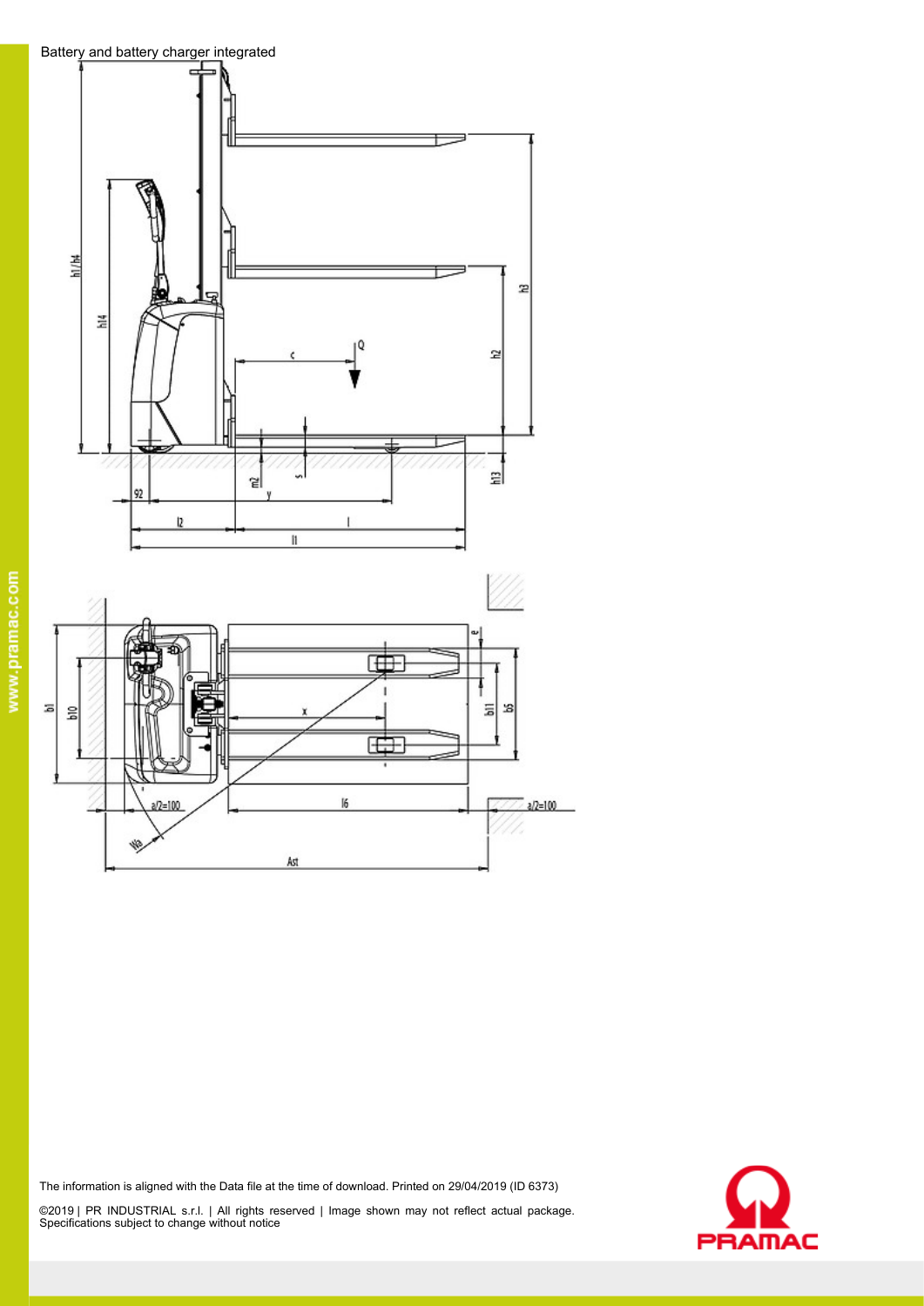Battery and battery charger integrated

h1/h4

h14

h3

h2

c

Q

m2

s

h13

92

y

l2

l

l1

b1

b10

e

b11

b5

x

a/2=100

l6

a/2=100

Wa

Ast

The information is aligned with the Data file at the time of download. Printed on 29/04/2019 (ID 6373)

©2019 | PR INDUSTRIAL s.r.l. | All rights reserved | Image shown may not reflect actual package. Specifications subject to change without notice